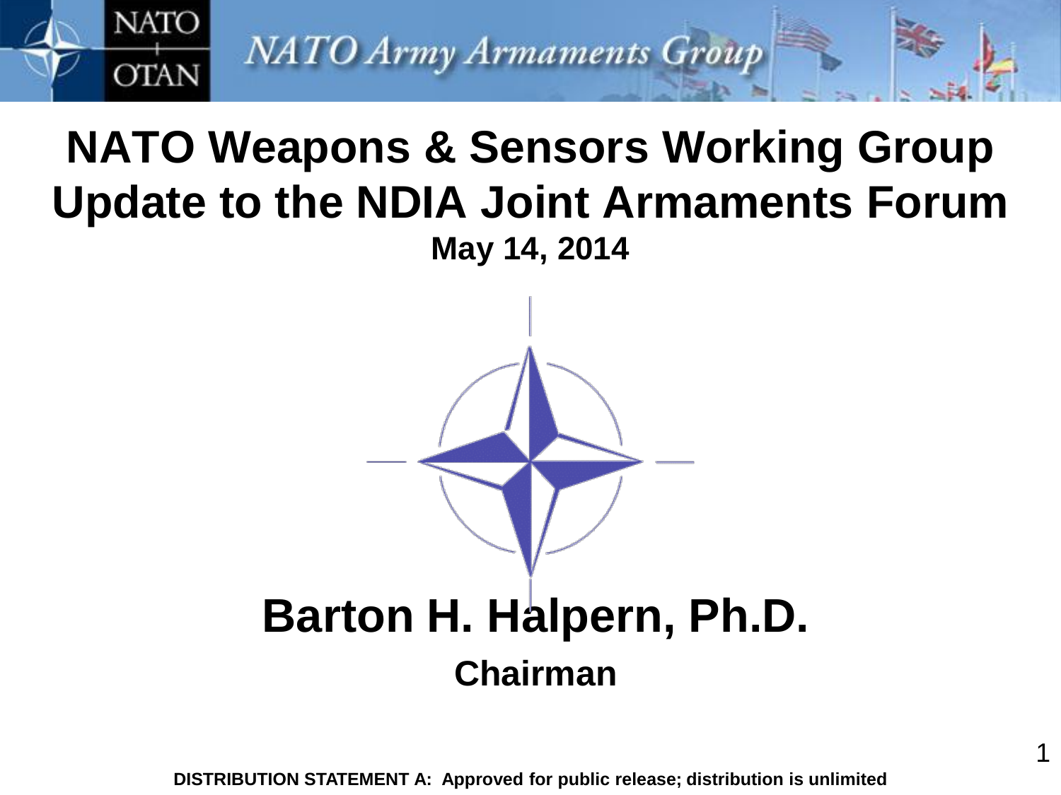# NATO Weapons & Sensors Working Group Update to the NDIA Joint Armaments Forum

**May 14, 2014**

**Barton H. Halpern, Ph.D.**

**Chairman**

**DISTRIBUTION STATEMENT A: Approved for public release; distribution is unlimited**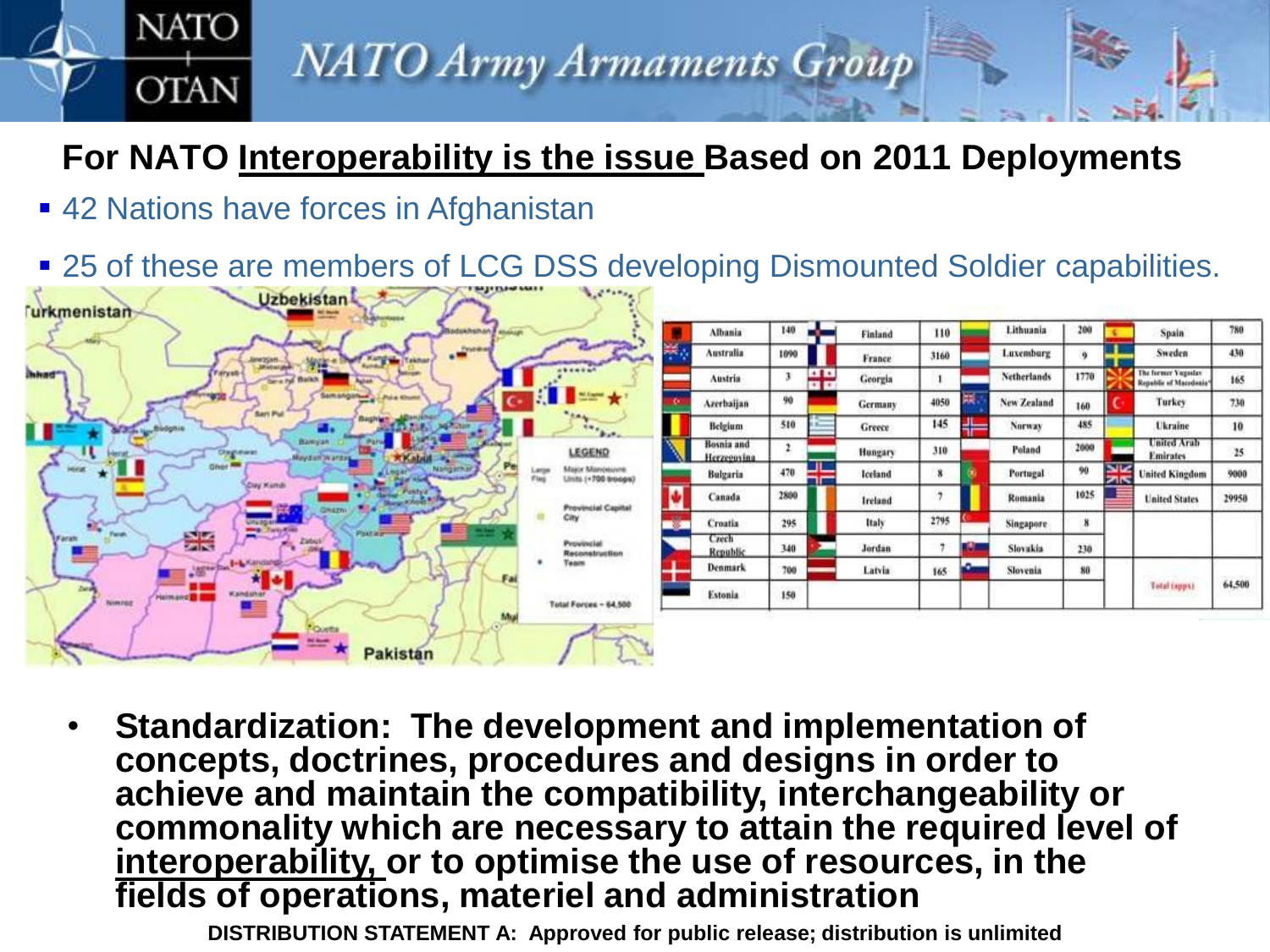# NATO Army Armaments Group

## For NATO Interoperability is the issue Based on 2011 Deployments

- 42 Nations have forces in Afghanistan
- 25 of these are members of LCG DSS developing Dismounted Soldier capabilities.

| Nation | Troops | Nation | Troops | Nation | Troops | Nation | Troops |
|---|---|---|---|---|---|---|---|
| Albania | 140 | Finland | 110 | Lithuania | 200 | Spain | 780 |
| Australia | 1090 | France | 3160 | Luxemburg | 9 | Sweden | 430 |
| Austria | 3 | Georgia | 1 | Netherlands | 1770 | The former Yugoslav Republic of Macedonia* | 165 |
| Azerbaijan | 90 | Germany | 4050 | New Zealand | 160 | Turkey | 730 |
| Belgium | 510 | Greece | 145 | Norway | 485 | Ukraine | 10 |
| Bosnia and Herzegovina | 2 | Hungary | 310 | Poland | 2000 | United Arab Emirates | 25 |
| Bulgaria | 470 | Iceland | 8 | Portugal | 90 | United Kingdom | 9000 |
| Canada | 2800 | Ireland | 7 | Romania | 1025 | United States | 29950 |
| Croatia | 295 | Italy | 2795 | Singapore | 8 | | |
| Czech Republic | 340 | Jordan | 7 | Slovakia | 230 | | |
| Denmark | 700 | Latvia | 165 | Slovenia | 80 | Total (appx) | 64,500 |
| Estonia | 150 | | | | | | |

- **Standardization: The development and implementation of concepts, doctrines, procedures and designs in order to achieve and maintain the compatibility, interchangeability or commonality which are necessary to attain the required level of interoperability, or to optimise the use of resources, in the fields of operations, materiel and administration**

**DISTRIBUTION STATEMENT A: Approved for public release; distribution is unlimited**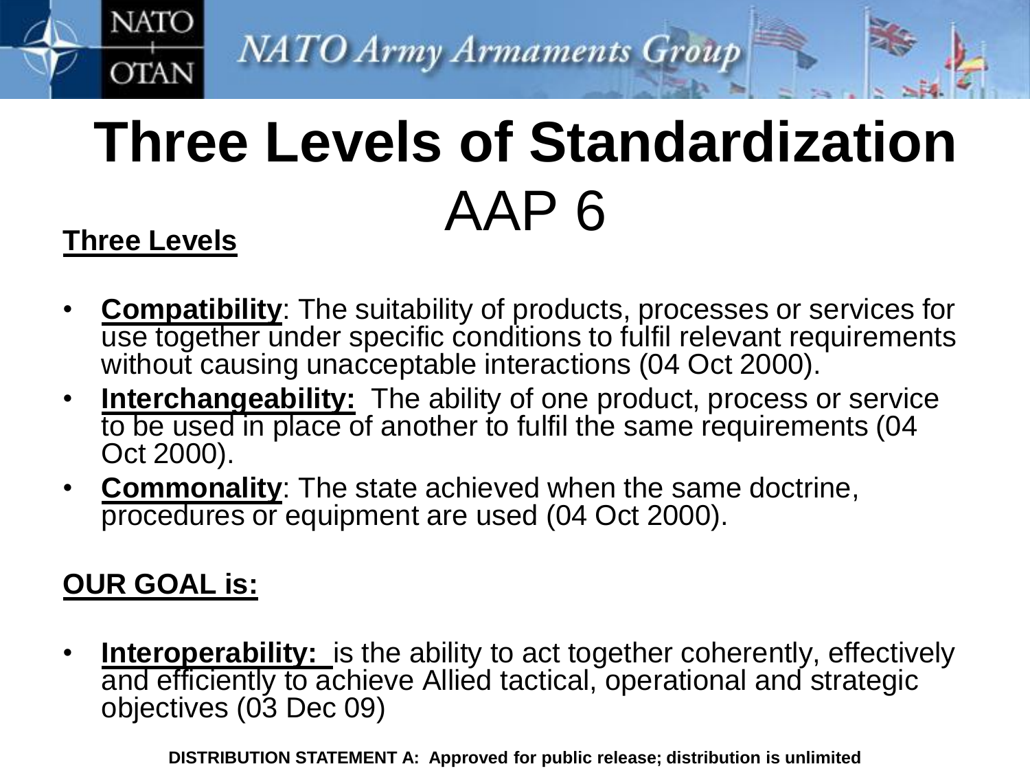# Three Levels of Standardization AAP 6

**Three Levels**

- **Compatibility**: The suitability of products, processes or services for use together under specific conditions to fulfil relevant requirements without causing unacceptable interactions (04 Oct 2000).
- **Interchangeability:** The ability of one product, process or service to be used in place of another to fulfil the same requirements (04 Oct 2000).
- **Commonality**: The state achieved when the same doctrine, procedures or equipment are used (04 Oct 2000).

**OUR GOAL is:**

- **Interoperability:** is the ability to act together coherently, effectively and efficiently to achieve Allied tactical, operational and strategic objectives (03 Dec 09)

**DISTRIBUTION STATEMENT A: Approved for public release; distribution is unlimited**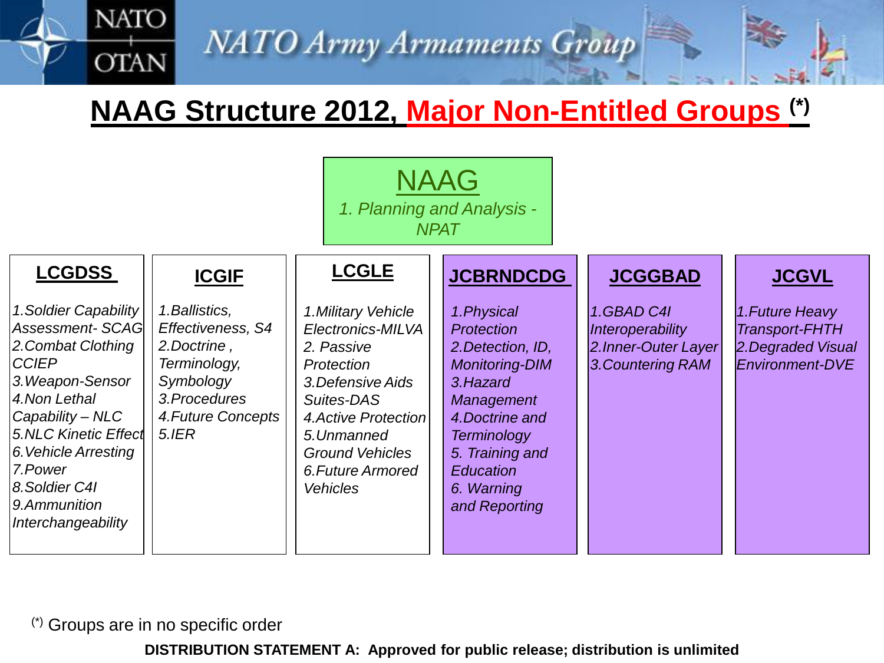# NAAG Structure 2012, Major Non-Entitled Groups (*)

## NAAG

*1. Planning and Analysis - NPAT*

| LCGDSS | ICGIF | LCGLE | JCBRNDCDG | JCGGBAD | JCGVL |
|---|---|---|---|---|---|
| *1.Soldier Capability Assessment- SCAG* | *1.Ballistics, Effectiveness, S4* | *1.Military Vehicle Electronics-MILVA* | *1.Physical Protection* | *1.GBAD C4I Interoperability* | *1.Future Heavy Transport-FHTH* |
| *2.Combat Clothing CCIEP* | *2.Doctrine , Terminology, Symbology* | *2. Passive Protection* | *2.Detection, ID, Monitoring-DIM* | *2.Inner-Outer Layer* | *2.Degraded Visual Environment-DVE* |
| *3.Weapon-Sensor* | *3.Procedures* | *3.Defensive Aids Suites-DAS* | *3.Hazard Management* | *3.Countering RAM* | |
| *4.Non Lethal Capability – NLC* | *4.Future Concepts* | *4.Active Protection* | *4.Doctrine and Terminology* | | |
| *5.NLC Kinetic Effect* | *5.IER* | *5.Unmanned Ground Vehicles* | *5. Training and Education* | | |
| *6.Vehicle Arresting* | | *6.Future Armored Vehicles* | *6. Warning and Reporting* | | |
| *7.Power* | | | | | |
| *8.Soldier C4I* | | | | | |
| *9.Ammunition Interchangeability* | | | | | |

(*) Groups are in no specific order

**DISTRIBUTION STATEMENT A: Approved for public release; distribution is unlimited**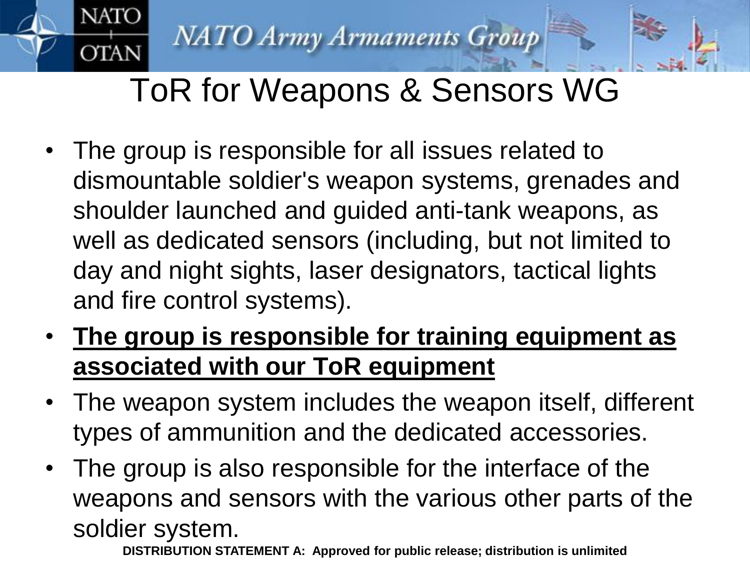# ToR for Weapons & Sensors WG

- The group is responsible for all issues related to dismountable soldier's weapon systems, grenades and shoulder launched and guided anti-tank weapons, as well as dedicated sensors (including, but not limited to day and night sights, laser designators, tactical lights and fire control systems).
- **The group is responsible for training equipment as associated with our ToR equipment**
- The weapon system includes the weapon itself, different types of ammunition and the dedicated accessories.
- The group is also responsible for the interface of the weapons and sensors with the various other parts of the soldier system.

**DISTRIBUTION STATEMENT A: Approved for public release; distribution is unlimited**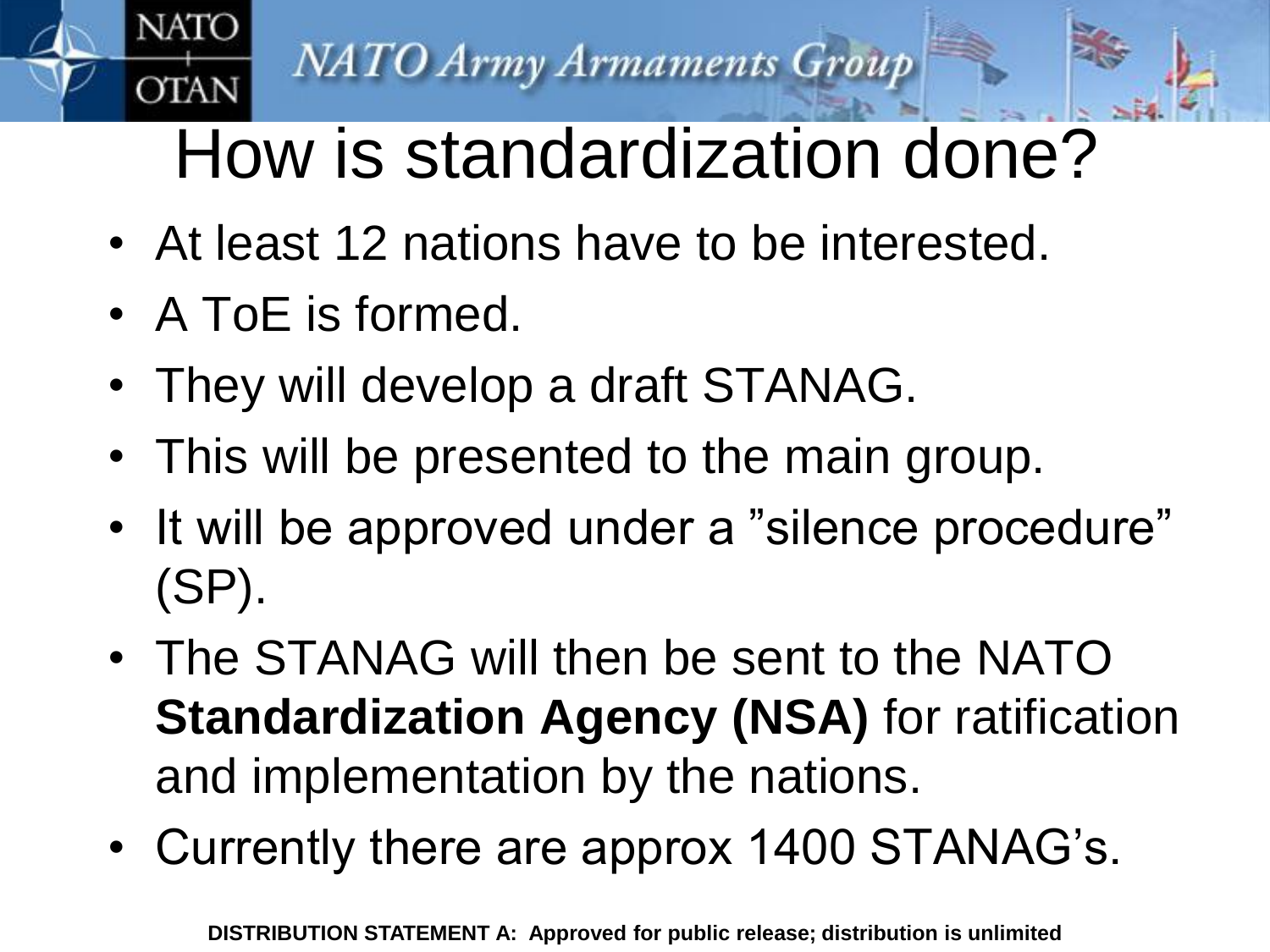# How is standardization done?

- At least 12 nations have to be interested.
- A ToE is formed.
- They will develop a draft STANAG.
- This will be presented to the main group.
- It will be approved under a ”silence procedure” (SP).
- The STANAG will then be sent to the NATO **Standardization Agency (NSA)** for ratification and implementation by the nations.
- Currently there are approx 1400 STANAG’s.

**DISTRIBUTION STATEMENT A: Approved for public release; distribution is unlimited**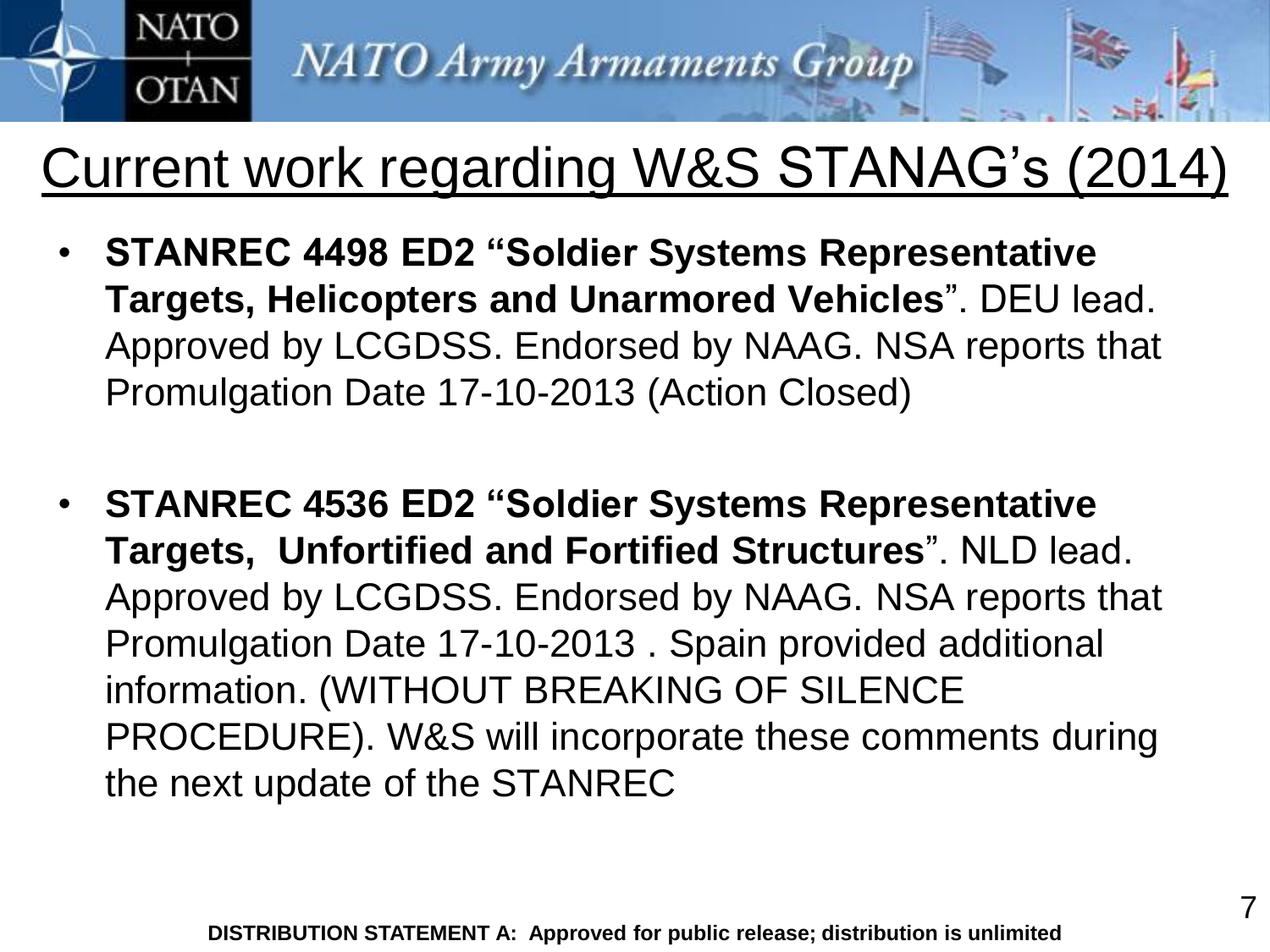# Current work regarding W&S STANAG's (2014)

- **STANREC 4498 ED2 "Soldier Systems Representative Targets, Helicopters and Unarmored Vehicles**". DEU lead. Approved by LCGDSS. Endorsed by NAAG. NSA reports that Promulgation Date 17-10-2013 (Action Closed)

- **STANREC 4536 ED2 "Soldier Systems Representative Targets, Unfortified and Fortified Structures**". NLD lead. Approved by LCGDSS. Endorsed by NAAG. NSA reports that Promulgation Date 17-10-2013 . Spain provided additional information. (WITHOUT BREAKING OF SILENCE PROCEDURE). W&S will incorporate these comments during the next update of the STANREC

**DISTRIBUTION STATEMENT A: Approved for public release; distribution is unlimited**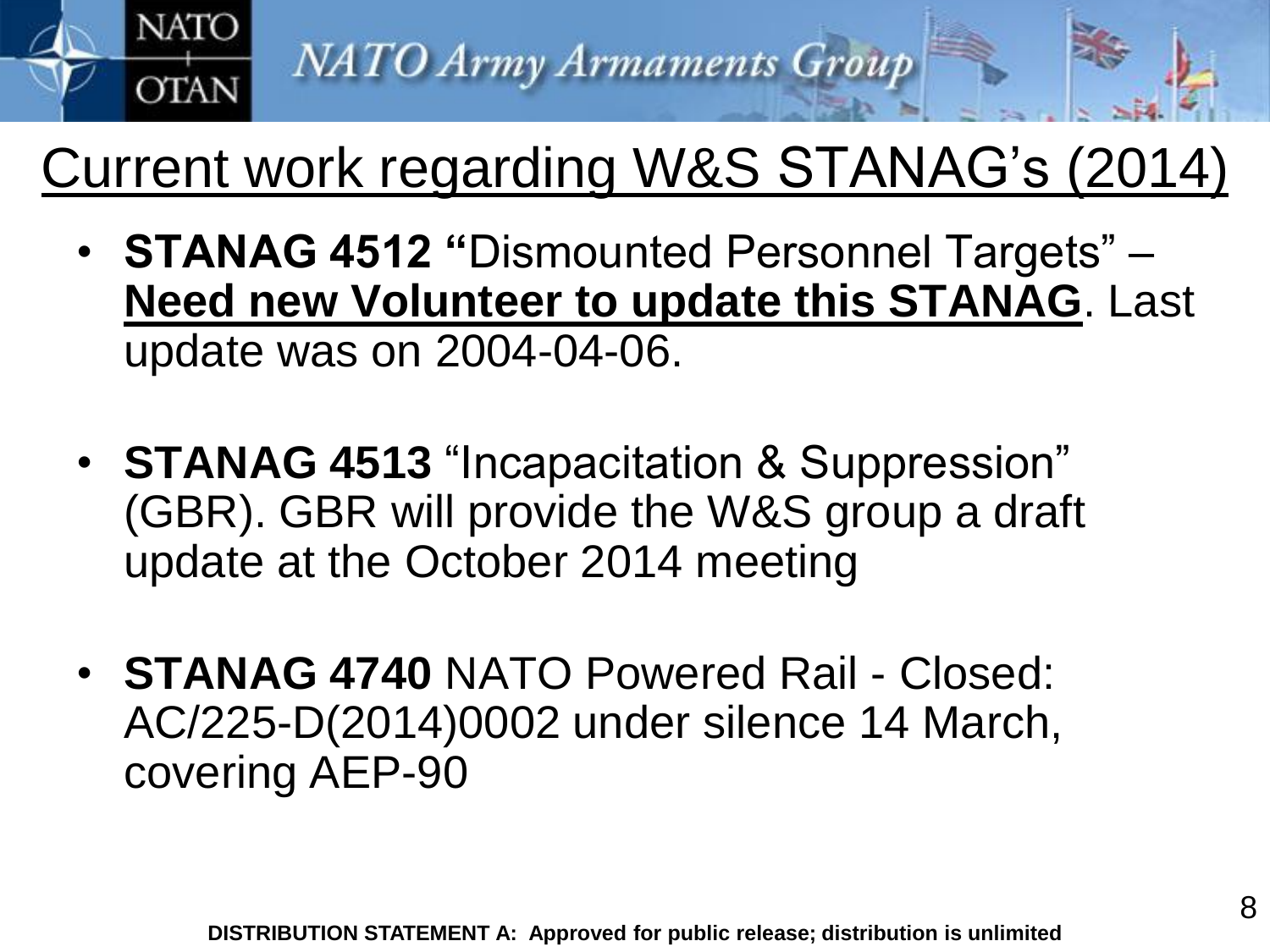# Current work regarding W&S STANAG's (2014)

- **STANAG 4512 "**Dismounted Personnel Targets" – **Need new Volunteer to update this STANAG**. Last update was on 2004-04-06.

- **STANAG 4513** "Incapacitation & Suppression" (GBR). GBR will provide the W&S group a draft update at the October 2014 meeting

- **STANAG 4740** NATO Powered Rail - Closed: AC/225-D(2014)0002 under silence 14 March, covering AEP-90

**DISTRIBUTION STATEMENT A: Approved for public release; distribution is unlimited**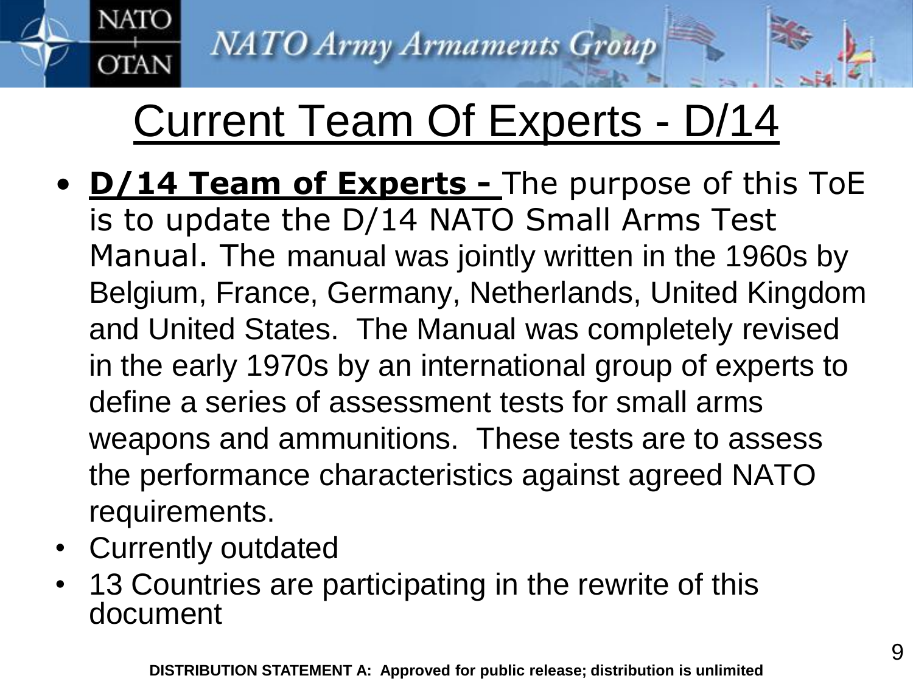# Current Team Of Experts - D/14

- **D/14 Team of Experts -** The purpose of this ToE is to update the D/14 NATO Small Arms Test Manual. The manual was jointly written in the 1960s by Belgium, France, Germany, Netherlands, United Kingdom and United States. The Manual was completely revised in the early 1970s by an international group of experts to define a series of assessment tests for small arms weapons and ammunitions. These tests are to assess the performance characteristics against agreed NATO requirements.
- Currently outdated
- 13 Countries are participating in the rewrite of this document

**DISTRIBUTION STATEMENT A: Approved for public release; distribution is unlimited**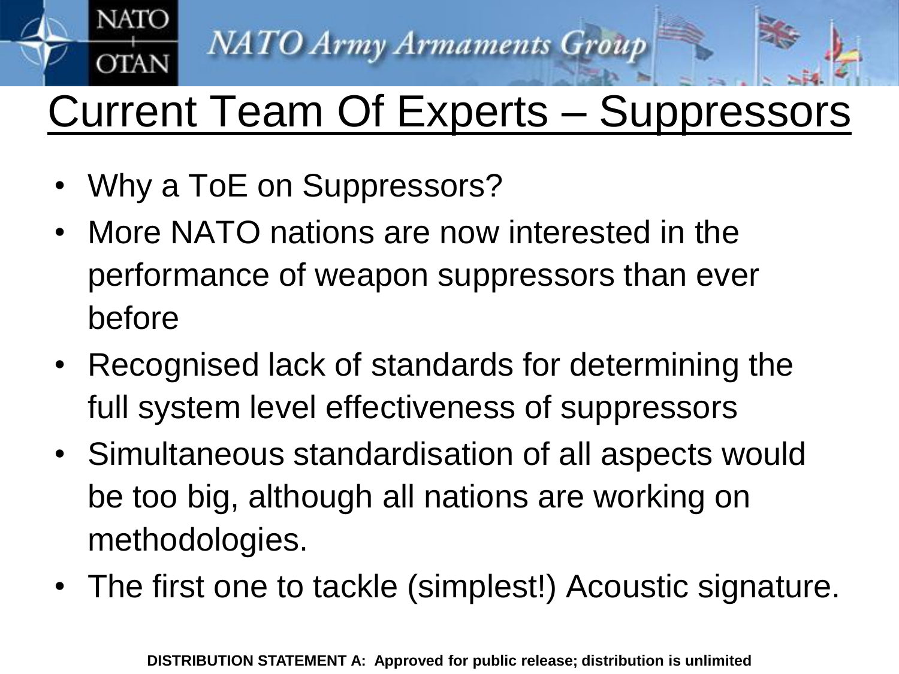# Current Team Of Experts – Suppressors

- Why a ToE on Suppressors?
- More NATO nations are now interested in the performance of weapon suppressors than ever before
- Recognised lack of standards for determining the full system level effectiveness of suppressors
- Simultaneous standardisation of all aspects would be too big, although all nations are working on methodologies.
- The first one to tackle (simplest!) Acoustic signature.

**DISTRIBUTION STATEMENT A: Approved for public release; distribution is unlimited**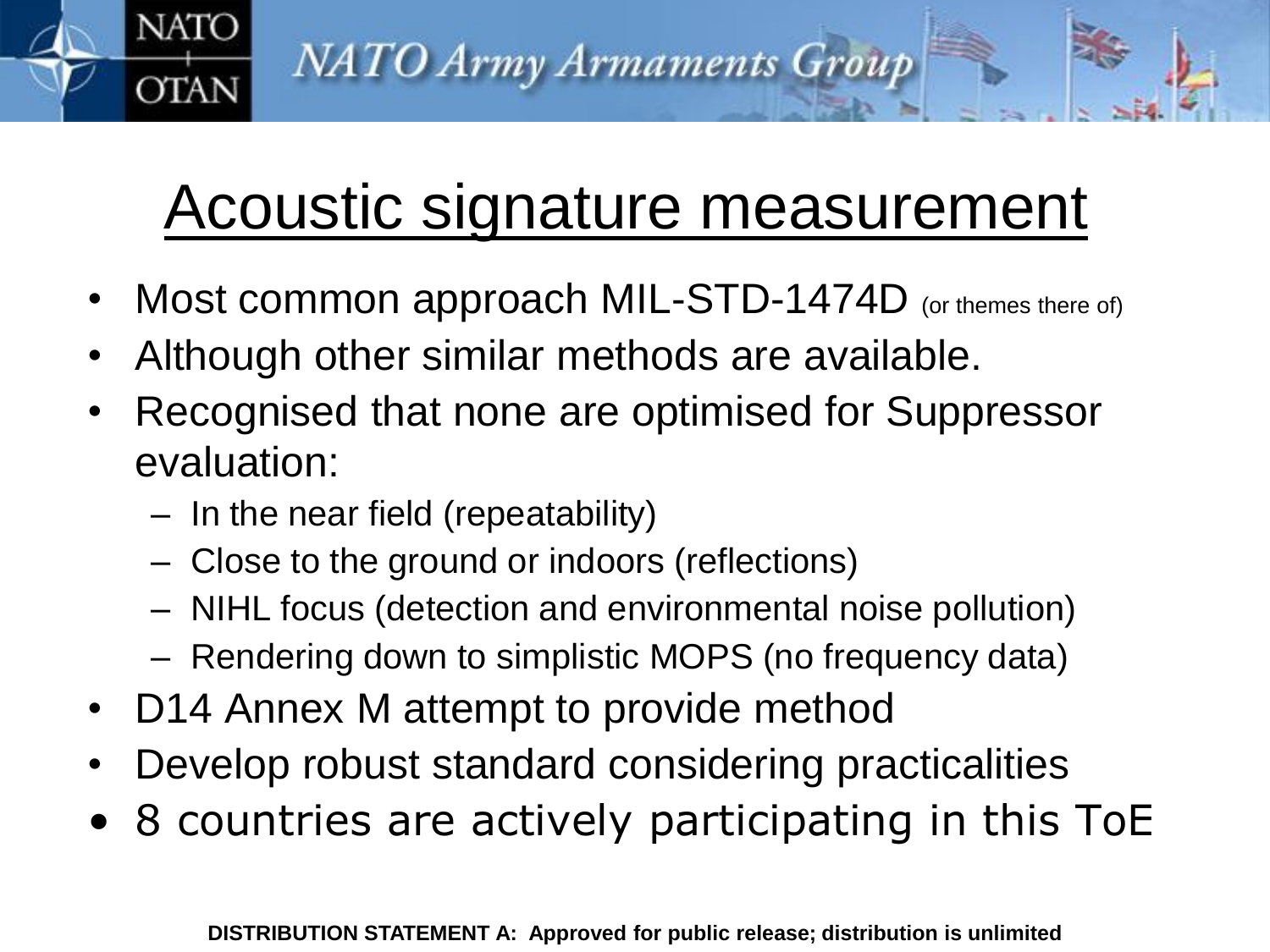# Acoustic signature measurement

- Most common approach MIL-STD-1474D (or themes there of)
- Although other similar methods are available.
- Recognised that none are optimised for Suppressor evaluation:
  - In the near field (repeatability)
  - Close to the ground or indoors (reflections)
  - NIHL focus (detection and environmental noise pollution)
  - Rendering down to simplistic MOPS (no frequency data)
- D14 Annex M attempt to provide method
- Develop robust standard considering practicalities
- 8 countries are actively participating in this ToE

**DISTRIBUTION STATEMENT A: Approved for public release; distribution is unlimited**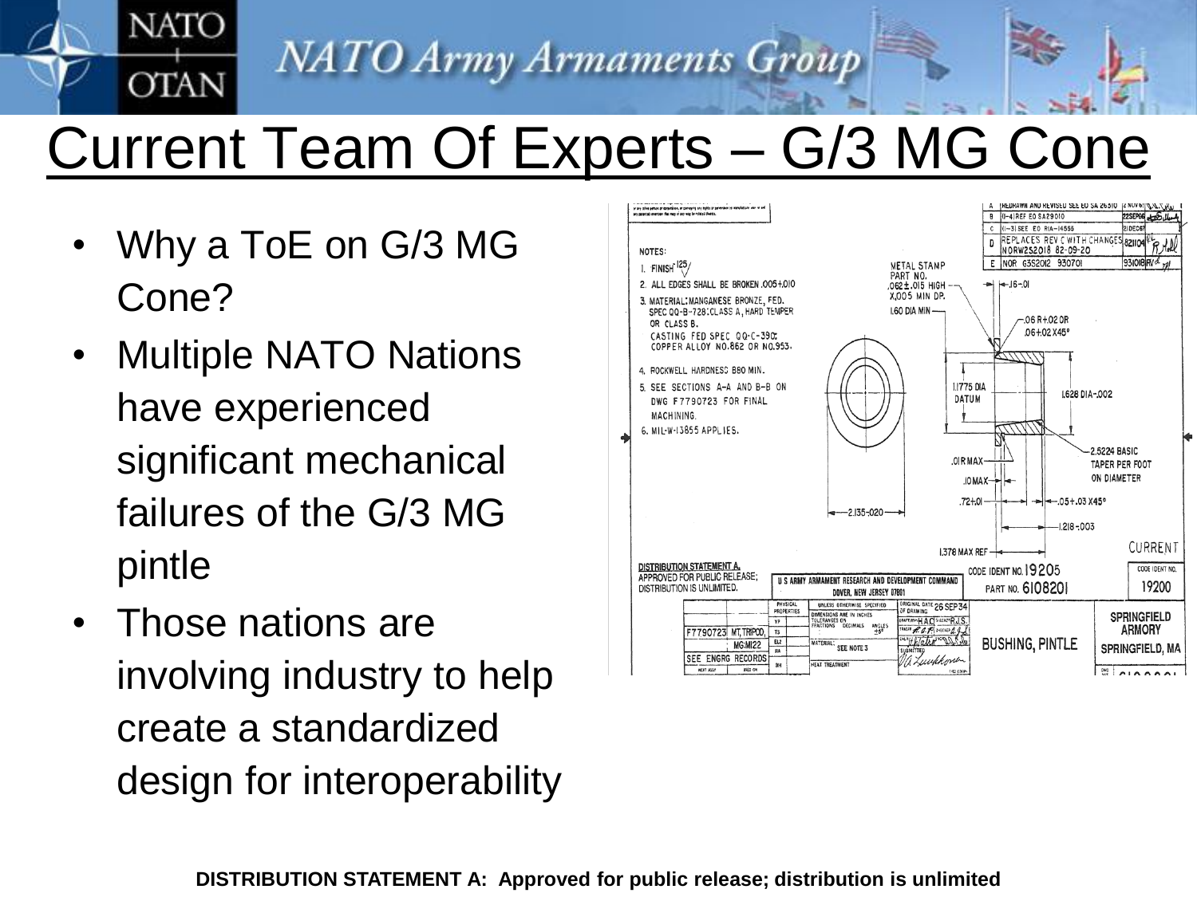# Current Team Of Experts – G/3 MG Cone

- Why a ToE on G/3 MG Cone?
- Multiple NATO Nations have experienced significant mechanical failures of the G/3 MG pintle
- Those nations are involving industry to help create a standardized design for interoperability

NOTES:

1. FINISH 125
2. ALL EDGES SHALL BE BROKEN .005+.010
3. MATERIAL: MANGANESE BRONZE, FED. SPEC QQ-B-728: CLASS A, HARD TEMPER OR CLASS B. CASTING FED SPEC QQ-C-390: COPPER ALLOY NO.862 OR NO.953.
4. ROCKWELL HARDNESS B80 MIN.
5. SEE SECTIONS A-A AND B-B ON DWG F7790723 FOR FINAL MACHINING.
6. MIL-W-13855 APPLIES.

DISTRIBUTION STATEMENT A. APPROVED FOR PUBLIC RELEASE; DISTRIBUTION IS UNLIMITED.

U S ARMY ARMAMENT RESEARCH AND DEVELOPMENT COMMAND DOVER, NEW JERSEY 07801

BUSHING, PINTLE

CODE IDENT NO. 19205 PART NO. 6108201

SPRINGFIELD ARMORY SPRINGFIELD, MA

DISTRIBUTION STATEMENT A: Approved for public release; distribution is unlimited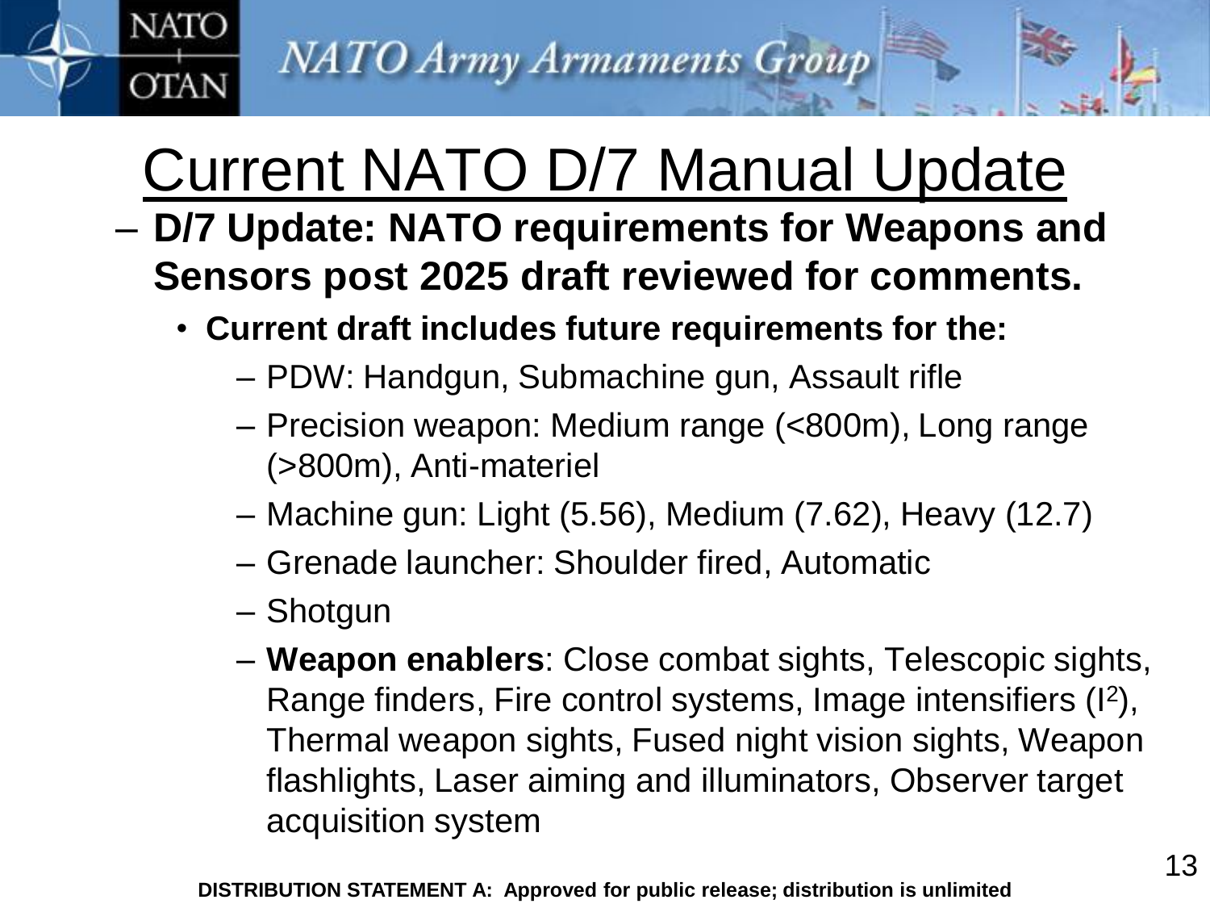# Current NATO D/7 Manual Update

- **D/7 Update: NATO requirements for Weapons and Sensors post 2025 draft reviewed for comments.**
  - **Current draft includes future requirements for the:**
    - PDW: Handgun, Submachine gun, Assault rifle
    - Precision weapon: Medium range (<800m), Long range (>800m), Anti-materiel
    - Machine gun: Light (5.56), Medium (7.62), Heavy (12.7)
    - Grenade launcher: Shoulder fired, Automatic
    - Shotgun
    - **Weapon enablers**: Close combat sights, Telescopic sights, Range finders, Fire control systems, Image intensifiers ($I^2$), Thermal weapon sights, Fused night vision sights, Weapon flashlights, Laser aiming and illuminators, Observer target acquisition system

**DISTRIBUTION STATEMENT A: Approved for public release; distribution is unlimited**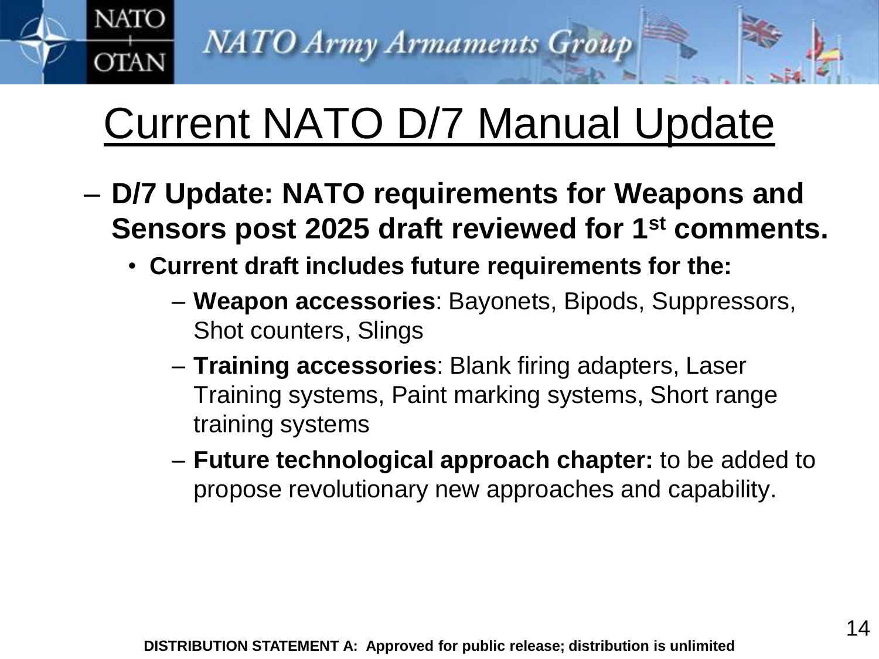# Current NATO D/7 Manual Update

- **D/7 Update: NATO requirements for Weapons and Sensors post 2025 draft reviewed for 1$^{st}$ comments.**
  - **Current draft includes future requirements for the:**
    - **Weapon accessories**: Bayonets, Bipods, Suppressors, Shot counters, Slings
    - **Training accessories**: Blank firing adapters, Laser Training systems, Paint marking systems, Short range training systems
    - **Future technological approach chapter:** to be added to propose revolutionary new approaches and capability.

**DISTRIBUTION STATEMENT A: Approved for public release; distribution is unlimited**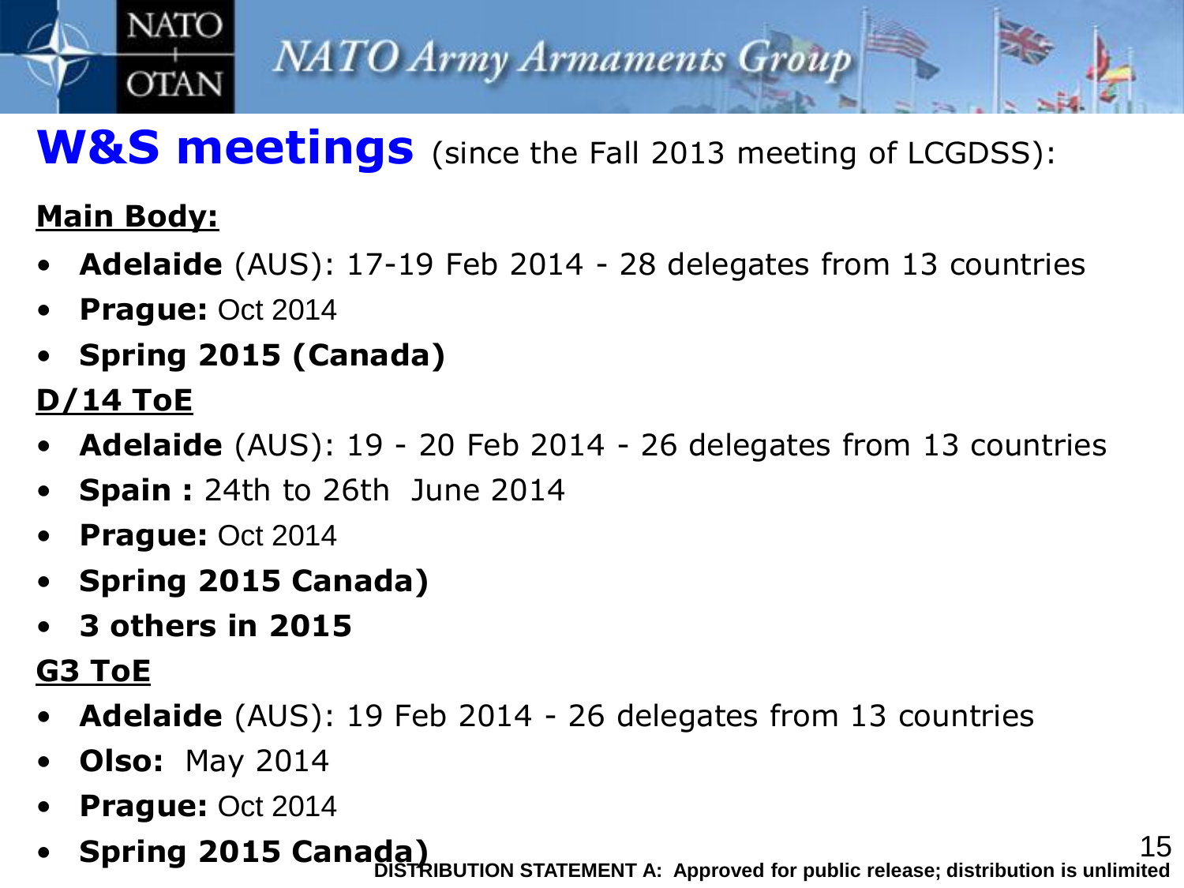# W&S meetings (since the Fall 2013 meeting of LCGDSS):

**Main Body:**

- **Adelaide** (AUS): 17-19 Feb 2014 - 28 delegates from 13 countries
- **Prague:** Oct 2014
- **Spring 2015 (Canada)**

**D/14 ToE**

- **Adelaide** (AUS): 19 - 20 Feb 2014 - 26 delegates from 13 countries
- **Spain :** 24th to 26th June 2014
- **Prague:** Oct 2014
- **Spring 2015 Canada)**
- **3 others in 2015**

**G3 ToE**

- **Adelaide** (AUS): 19 Feb 2014 - 26 delegates from 13 countries
- **Olso:** May 2014
- **Prague:** Oct 2014
- **Spring 2015 Canada)**

DISTRIBUTION STATEMENT A: Approved for public release; distribution is unlimited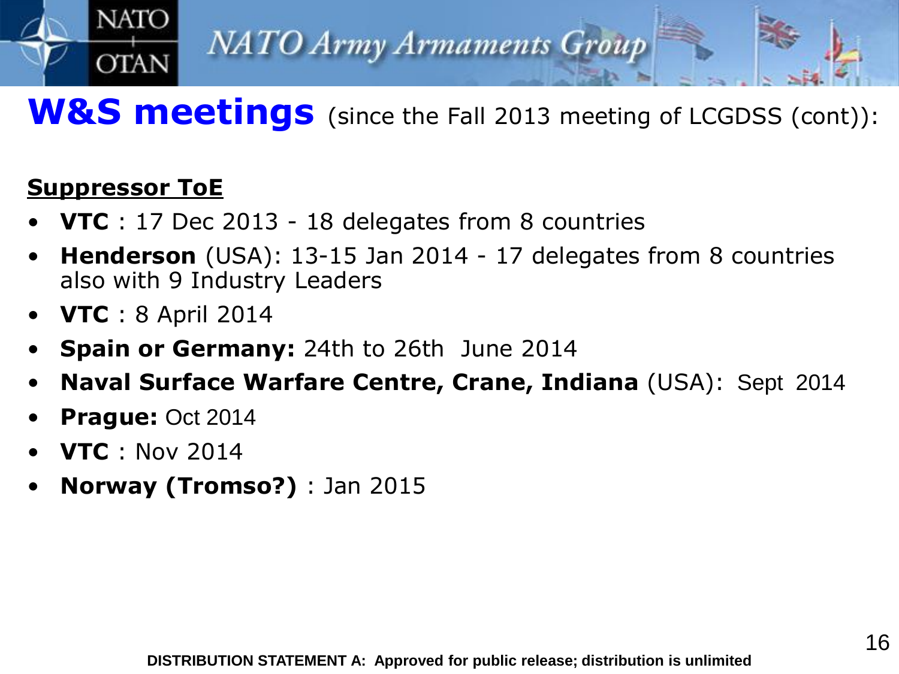# W&S meetings (since the Fall 2013 meeting of LCGDSS (cont)):

**Suppressor ToE**

- **VTC** : 17 Dec 2013 - 18 delegates from 8 countries
- **Henderson** (USA): 13-15 Jan 2014 - 17 delegates from 8 countries also with 9 Industry Leaders
- **VTC** : 8 April 2014
- **Spain or Germany:** 24th to 26th June 2014
- **Naval Surface Warfare Centre, Crane, Indiana** (USA): Sept 2014
- **Prague:** Oct 2014
- **VTC** : Nov 2014
- **Norway (Tromso?)** : Jan 2015

DISTRIBUTION STATEMENT A: Approved for public release; distribution is unlimited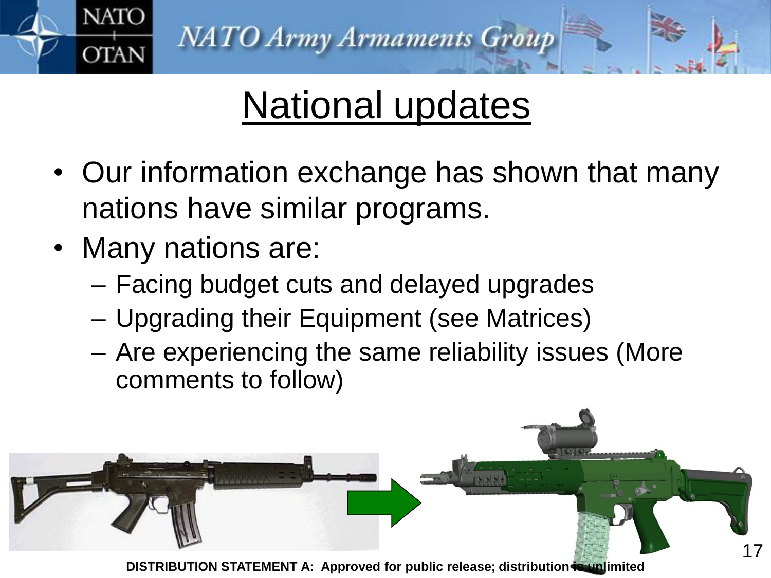# National updates

- Our information exchange has shown that many nations have similar programs.
- Many nations are:
  - Facing budget cuts and delayed upgrades
  - Upgrading their Equipment (see Matrices)
  - Are experiencing the same reliability issues (More comments to follow)

**DISTRIBUTION STATEMENT A: Approved for public release; distribution is unlimited**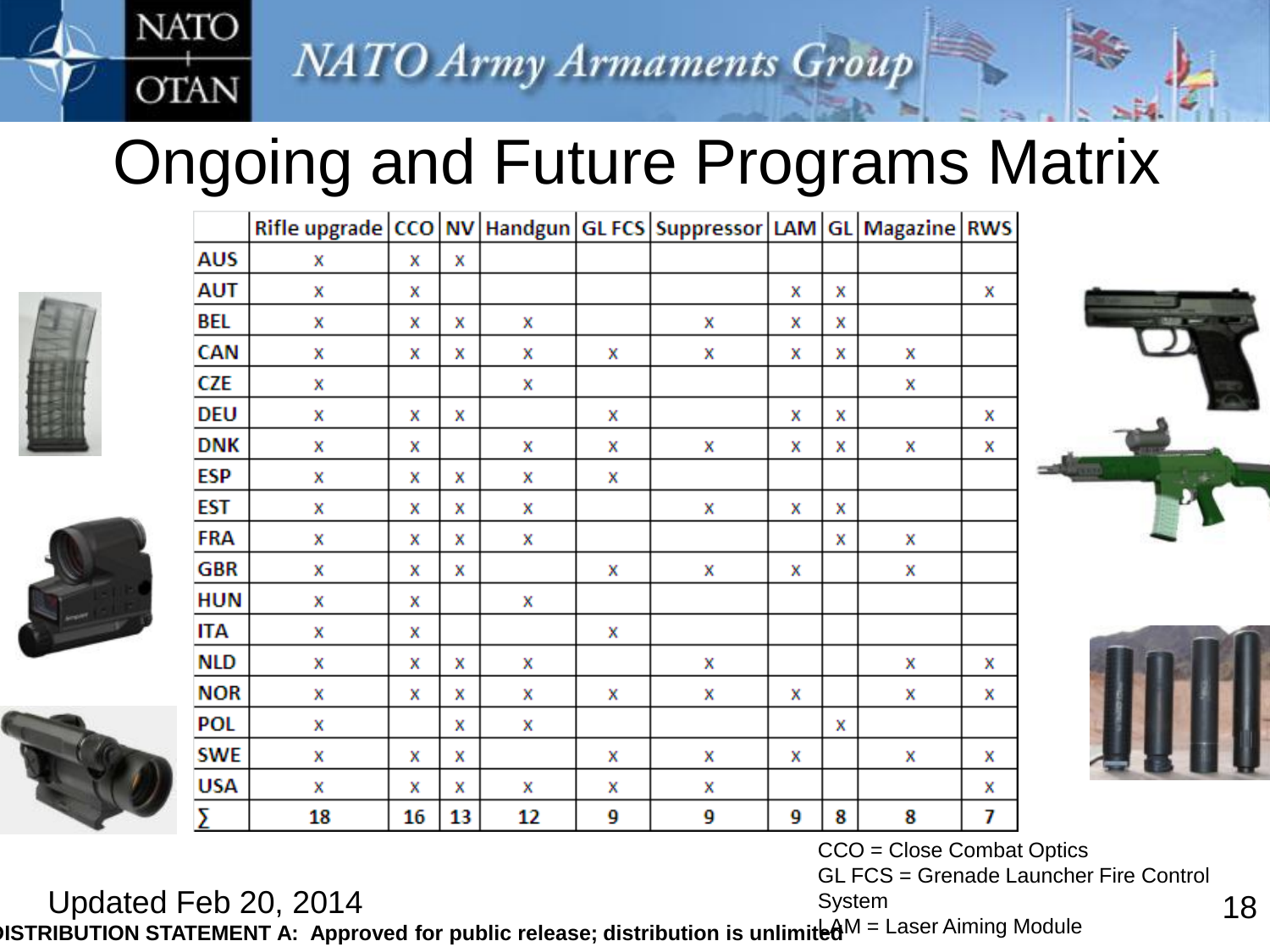# Ongoing and Future Programs Matrix

| | Rifle upgrade | CCO | NV | Handgun | GL FCS | Suppressor | LAM | GL | Magazine | RWS |
|---|---|---|---|---|---|---|---|---|---|---|
| AUS | x | x | x | | | | | | | |
| AUT | x | x | | | | | x | x | | x |
| BEL | x | x | x | x | | x | x | x | | |
| CAN | x | x | x | x | x | x | x | x | x | |
| CZE | x | | | x | | | | | x | |
| DEU | x | x | x | | x | | x | x | | x |
| DNK | x | x | | x | x | x | x | x | x | x |
| ESP | x | x | x | x | x | | | | | |
| EST | x | x | x | x | | x | x | x | | |
| FRA | x | x | x | x | | | | x | x | |
| GBR | x | x | x | | x | x | x | | x | |
| HUN | x | x | | x | | | | | | |
| ITA | x | x | | | x | | | | | |
| NLD | x | x | x | x | | x | | | x | x |
| NOR | x | x | x | x | x | x | x | | x | x |
| POL | x | | x | x | | | | x | | |
| SWE | x | x | x | | x | x | x | | x | x |
| USA | x | x | x | x | x | x | | | | x |
| ∑ | 18 | 16 | 13 | 12 | 9 | 9 | 9 | 8 | 8 | 7 |

CCO = Close Combat Optics
GL FCS = Grenade Launcher Fire Control System
LAM = Laser Aiming Module

Updated Feb 20, 2014

**DISTRIBUTION STATEMENT A: Approved for public release; distribution is unlimited**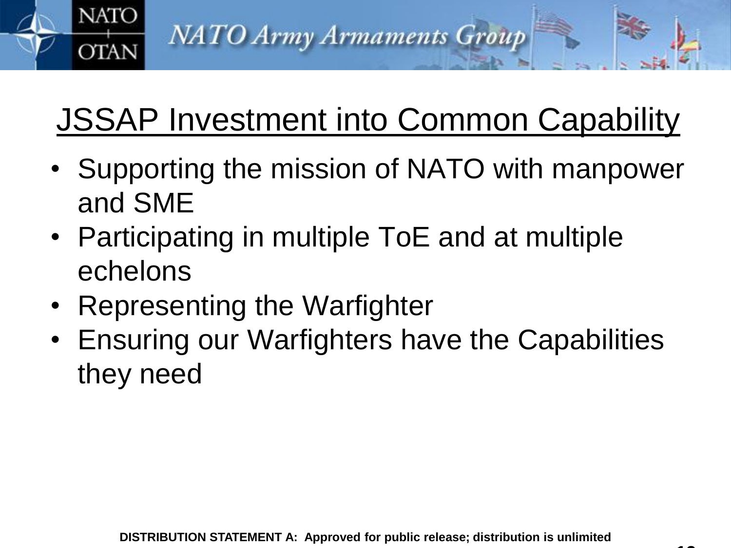## JSSAP Investment into Common Capability

- Supporting the mission of NATO with manpower and SME
- Participating in multiple ToE and at multiple echelons
- Representing the Warfighter
- Ensuring our Warfighters have the Capabilities they need

**DISTRIBUTION STATEMENT A: Approved for public release; distribution is unlimited**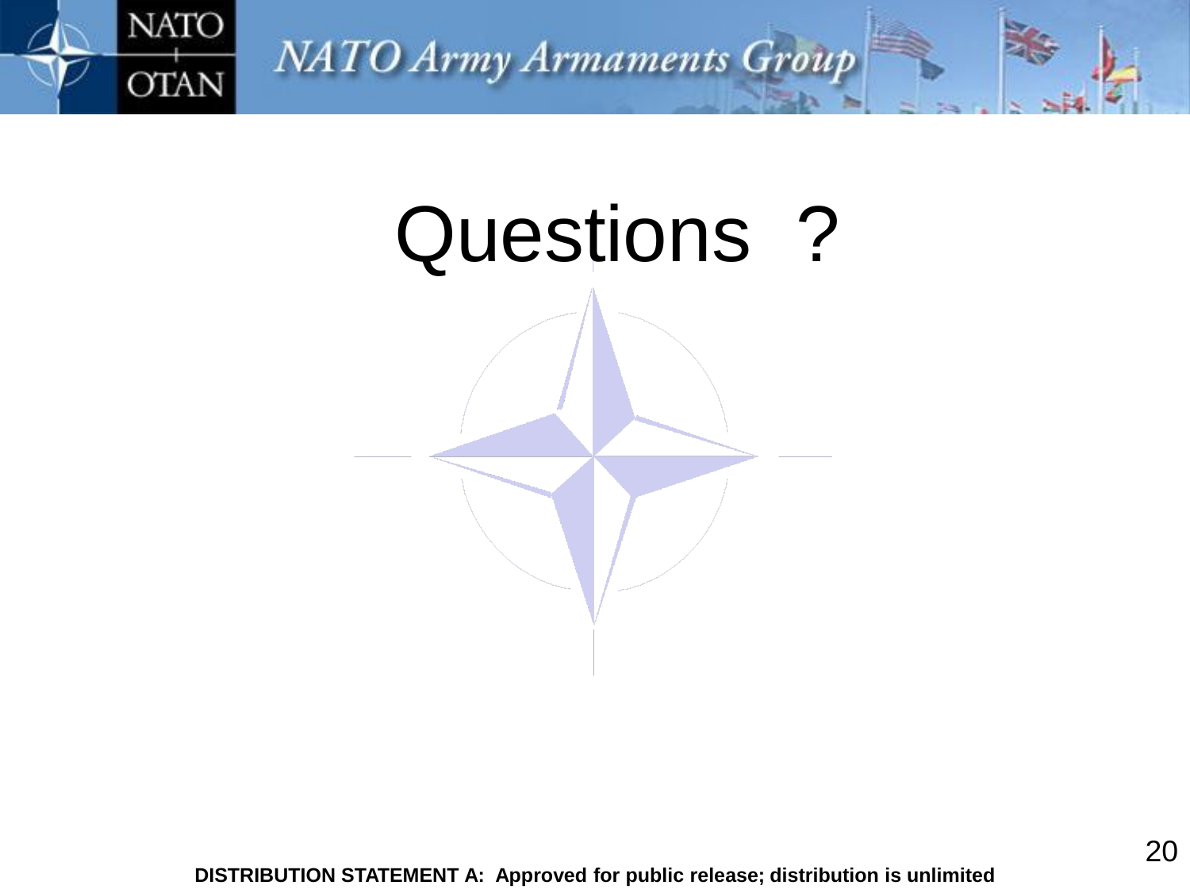# Questions ?

**DISTRIBUTION STATEMENT A: Approved for public release; distribution is unlimited**